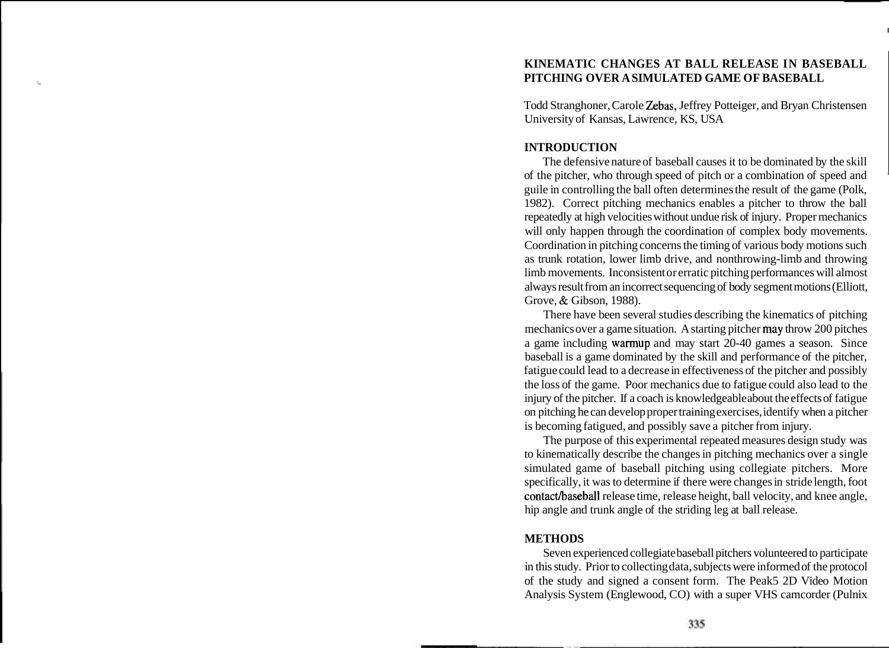# KINEMATIC CHANGES AT BALL RELEASE IN BASEBALL PITCHING OVER A SIMULATED GAME OF BASEBALL

Todd Stranghoner, Carole Zebas, Jeffrey Potteiger, and Bryan Christensen
University of Kansas, Lawrence, KS, USA

## INTRODUCTION

The defensive nature of baseball causes it to be dominated by the skill of the pitcher, who through speed of pitch or a combination of speed and guile in controlling the ball often determines the result of the game (Polk, 1982). Correct pitching mechanics enables a pitcher to throw the ball repeatedly at high velocities without undue risk of injury. Proper mechanics will only happen through the coordination of complex body movements. Coordination in pitching concerns the timing of various body motions such as trunk rotation, lower limb drive, and nonthrowing-limb and throwing limb movements. Inconsistent or erratic pitching performances will almost always result from an incorrect sequencing of body segment motions (Elliott, Grove, & Gibson, 1988).

There have been several studies describing the kinematics of pitching mechanics over a game situation. A starting pitcher may throw 200 pitches a game including warmup and may start 20-40 games a season. Since baseball is a game dominated by the skill and performance of the pitcher, fatigue could lead to a decrease in effectiveness of the pitcher and possibly the loss of the game. Poor mechanics due to fatigue could also lead to the injury of the pitcher. If a coach is knowledgeable about the effects of fatigue on pitching he can develop proper training exercises, identify when a pitcher is becoming fatigued, and possibly save a pitcher from injury.

The purpose of this experimental repeated measures design study was to kinematically describe the changes in pitching mechanics over a single simulated game of baseball pitching using collegiate pitchers. More specifically, it was to determine if there were changes in stride length, foot contact/baseball release time, release height, ball velocity, and knee angle, hip angle and trunk angle of the striding leg at ball release.

## METHODS

Seven experienced collegiate baseball pitchers volunteered to participate in this study. Prior to collecting data, subjects were informed of the protocol of the study and signed a consent form. The Peak5 2D Video Motion Analysis System (Englewood, CO) with a super VHS camcorder (Pulnix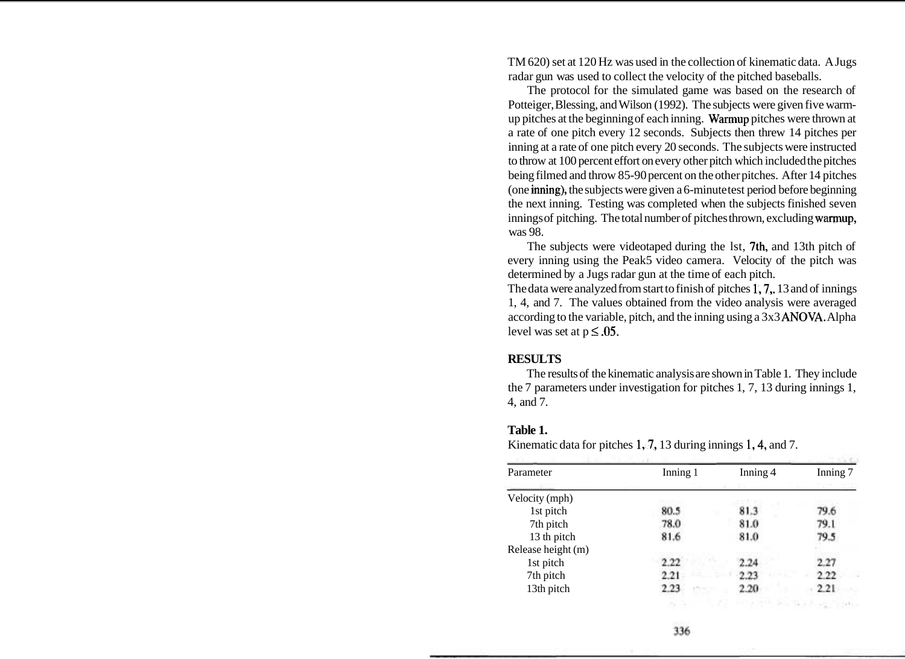TM 620) set at 120 Hz was used in the collection of kinematic data. A Jugs radar gun was used to collect the velocity of the pitched baseballs.

The protocol for the simulated game was based on the research of Potteiger, Blessing, and Wilson (1992). The subjects were given five warm-up pitches at the beginning of each inning. Warmup pitches were thrown at a rate of one pitch every 12 seconds. Subjects then threw 14 pitches per inning at a rate of one pitch every 20 seconds. The subjects were instructed to throw at 100 percent effort on every other pitch which included the pitches being filmed and throw 85-90 percent on the other pitches. After 14 pitches (one inning), the subjects were given a 6-minute test period before beginning the next inning. Testing was completed when the subjects finished seven innings of pitching. The total number of pitches thrown, excluding warmup, was 98.

The subjects were videotaped during the 1st, 7th, and 13th pitch of every inning using the Peak5 video camera. Velocity of the pitch was determined by a Jugs radar gun at the time of each pitch.

The data were analyzed from start to finish of pitches 1, 7, 13 and of innings 1, 4, and 7. The values obtained from the video analysis were averaged according to the variable, pitch, and the inning using a 3x3 ANOVA. Alpha level was set at $p \leq .05$.

**RESULTS**

The results of the kinematic analysis are shown in Table 1. They include the 7 parameters under investigation for pitches 1, 7, 13 during innings 1, 4, and 7.

**Table 1.**
Kinematic data for pitches 1, 7, 13 during innings 1, 4, and 7.

| Parameter | Inning 1 | Inning 4 | Inning 7 |
|---|---|---|---|
| Velocity (mph) | | | |
| 1st pitch | 80.5 | 81.3 | 79.6 |
| 7th pitch | 78.0 | 81.0 | 79.1 |
| 13 th pitch | 81.6 | 81.0 | 79.5 |
| Release height (m) | | | |
| 1st pitch | 2.22 | 2.24 | 2.27 |
| 7th pitch | 2.21 | 2.23 | 2.22 |
| 13th pitch | 2.23 | 2.20 | 2.21 |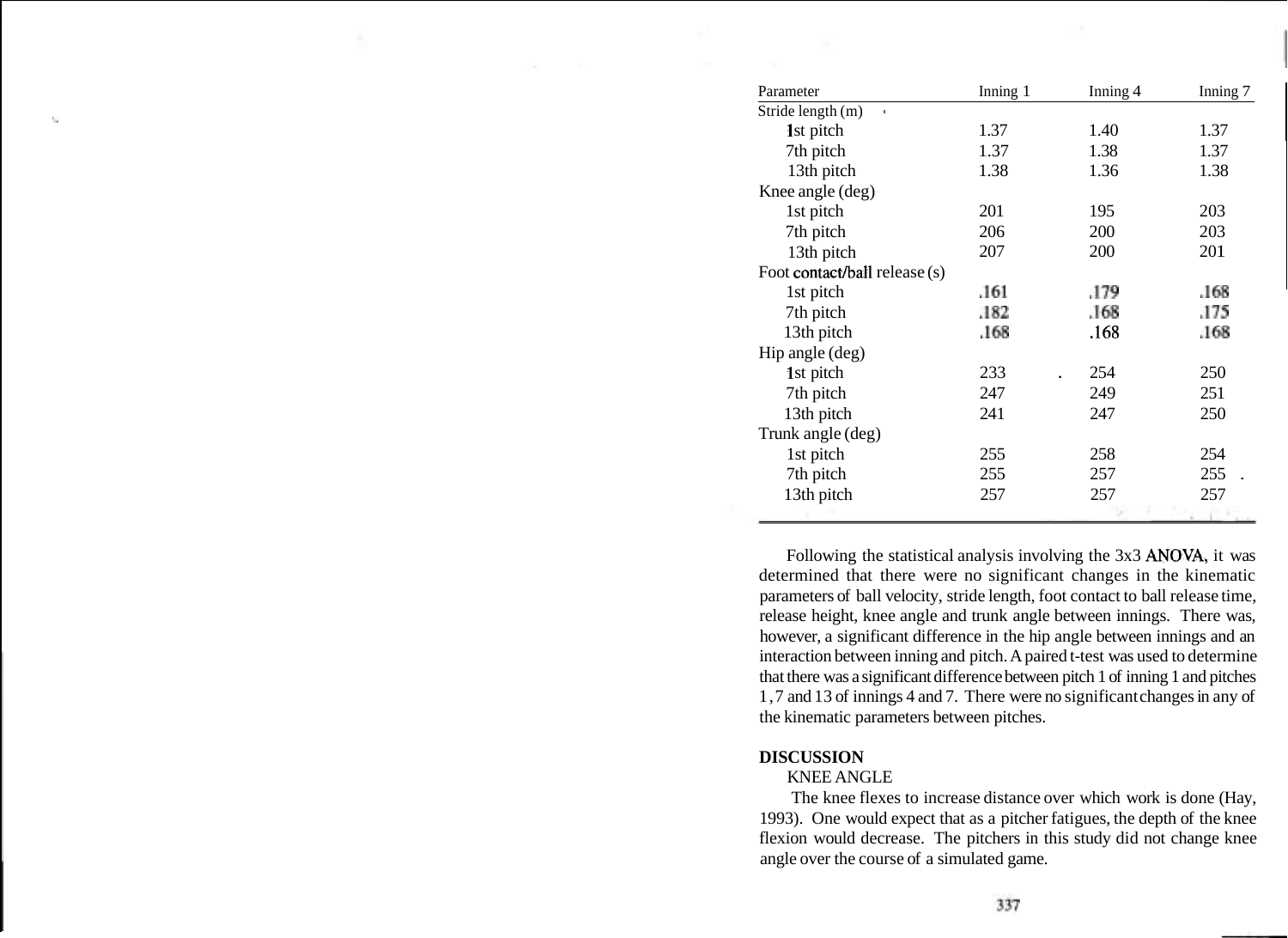| Parameter | Inning 1 | Inning 4 | Inning 7 |
|---|---|---|---|
| Stride length (m) | | | |
| 1st pitch | 1.37 | 1.40 | 1.37 |
| 7th pitch | 1.37 | 1.38 | 1.37 |
| 13th pitch | 1.38 | 1.36 | 1.38 |
| Knee angle (deg) | | | |
| 1st pitch | 201 | 195 | 203 |
| 7th pitch | 206 | 200 | 203 |
| 13th pitch | 207 | 200 | 201 |
| Foot contact/ball release (s) | | | |
| 1st pitch | .161 | .179 | .168 |
| 7th pitch | .182 | .168 | .175 |
| 13th pitch | .168 | .168 | .168 |
| Hip angle (deg) | | | |
| 1st pitch | 233 | 254 | 250 |
| 7th pitch | 247 | 249 | 251 |
| 13th pitch | 241 | 247 | 250 |
| Trunk angle (deg) | | | |
| 1st pitch | 255 | 258 | 254 |
| 7th pitch | 255 | 257 | 255 |
| 13th pitch | 257 | 257 | 257 |

Following the statistical analysis involving the 3x3 ANOVA, it was determined that there were no significant changes in the kinematic parameters of ball velocity, stride length, foot contact to ball release time, release height, knee angle and trunk angle between innings. There was, however, a significant difference in the hip angle between innings and an interaction between inning and pitch. A paired t-test was used to determine that there was a significant difference between pitch 1 of inning 1 and pitches 1, 7 and 13 of innings 4 and 7. There were no significant changes in any of the kinematic parameters between pitches.

## DISCUSSION

### KNEE ANGLE

The knee flexes to increase distance over which work is done (Hay, 1993). One would expect that as a pitcher fatigues, the depth of the knee flexion would decrease. The pitchers in this study did not change knee angle over the course of a simulated game.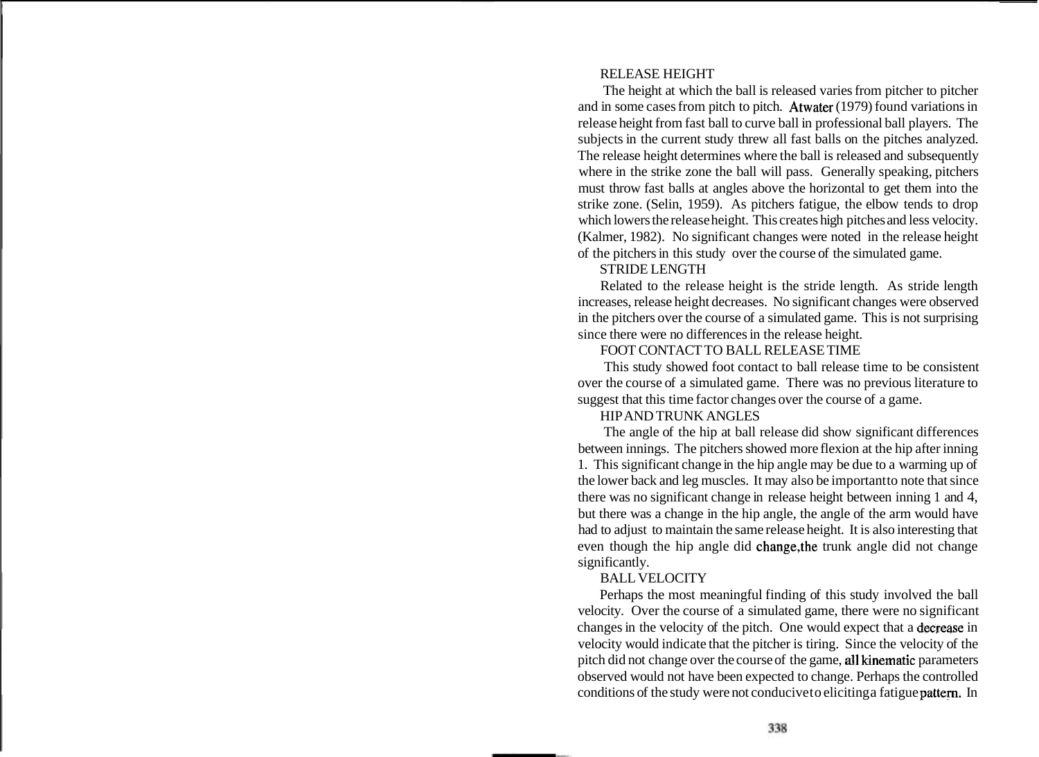### RELEASE HEIGHT

The height at which the ball is released varies from pitcher to pitcher and in some cases from pitch to pitch. Atwater (1979) found variations in release height from fast ball to curve ball in professional ball players. The subjects in the current study threw all fast balls on the pitches analyzed. The release height determines where the ball is released and subsequently where in the strike zone the ball will pass. Generally speaking, pitchers must throw fast balls at angles above the horizontal to get them into the strike zone. (Selin, 1959). As pitchers fatigue, the elbow tends to drop which lowers the release height. This creates high pitches and less velocity. (Kalmer, 1982). No significant changes were noted in the release height of the pitchers in this study over the course of the simulated game.

### STRIDE LENGTH

Related to the release height is the stride length. As stride length increases, release height decreases. No significant changes were observed in the pitchers over the course of a simulated game. This is not surprising since there were no differences in the release height.

### FOOT CONTACT TO BALL RELEASE TIME

This study showed foot contact to ball release time to be consistent over the course of a simulated game. There was no previous literature to suggest that this time factor changes over the course of a game.

### HIP AND TRUNK ANGLES

The angle of the hip at ball release did show significant differences between innings. The pitchers showed more flexion at the hip after inning 1. This significant change in the hip angle may be due to a warming up of the lower back and leg muscles. It may also be important to note that since there was no significant change in release height between inning 1 and 4, but there was a change in the hip angle, the angle of the arm would have had to adjust to maintain the same release height. It is also interesting that even though the hip angle did change, the trunk angle did not change significantly.

### BALL VELOCITY

Perhaps the most meaningful finding of this study involved the ball velocity. Over the course of a simulated game, there were no significant changes in the velocity of the pitch. One would expect that a decrease in velocity would indicate that the pitcher is tiring. Since the velocity of the pitch did not change over the course of the game, all kinematic parameters observed would not have been expected to change. Perhaps the controlled conditions of the study were not conducive to eliciting a fatigue pattern. In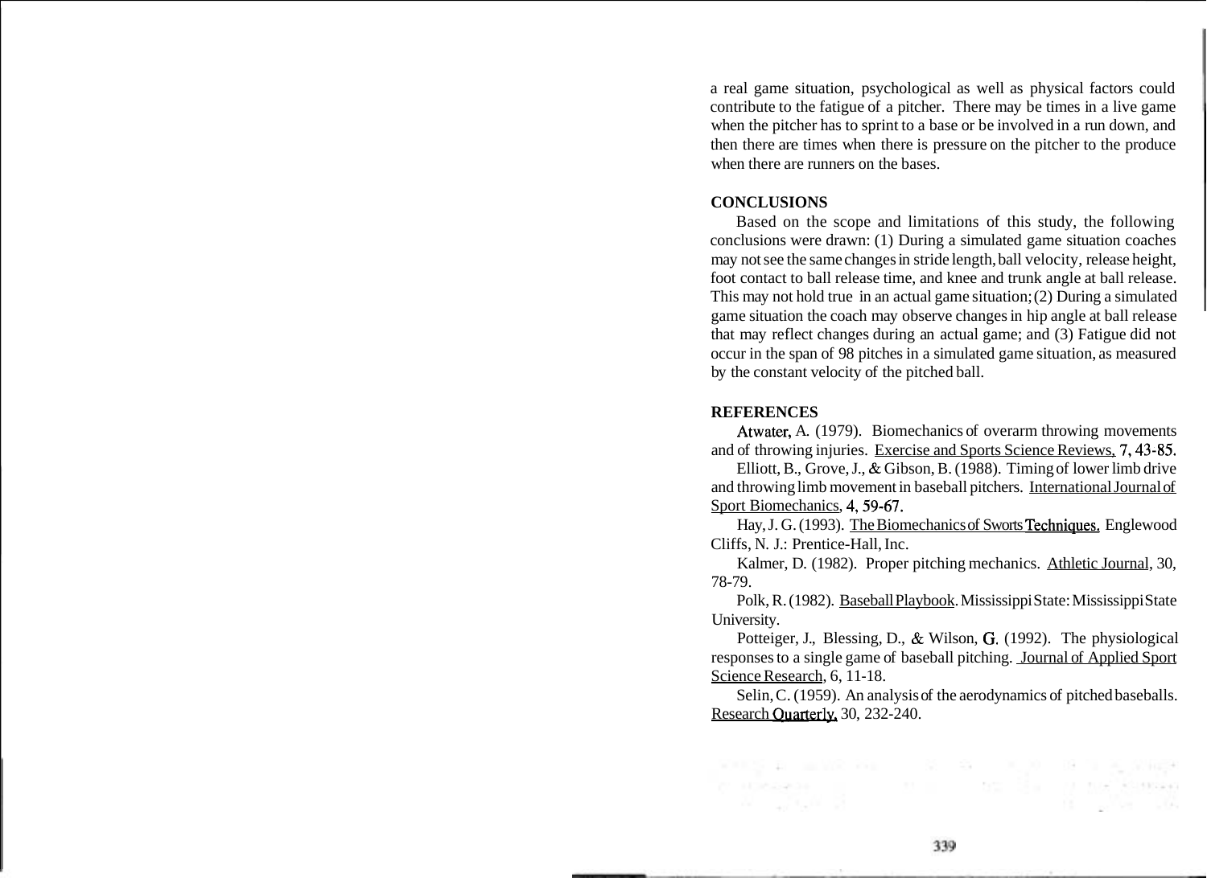a real game situation, psychological as well as physical factors could contribute to the fatigue of a pitcher. There may be times in a live game when the pitcher has to sprint to a base or be involved in a run down, and then there are times when there is pressure on the pitcher to the produce when there are runners on the bases.

## CONCLUSIONS

Based on the scope and limitations of this study, the following conclusions were drawn: (1) During a simulated game situation coaches may not see the same changes in stride length, ball velocity, release height, foot contact to ball release time, and knee and trunk angle at ball release. This may not hold true in an actual game situation; (2) During a simulated game situation the coach may observe changes in hip angle at ball release that may reflect changes during an actual game; and (3) Fatigue did not occur in the span of 98 pitches in a simulated game situation, as measured by the constant velocity of the pitched ball.

## REFERENCES

Atwater, A. (1979). Biomechanics of overarm throwing movements and of throwing injuries. Exercise and Sports Science Reviews, 7, 43-85.

Elliott, B., Grove, J., & Gibson, B. (1988). Timing of lower limb drive and throwing limb movement in baseball pitchers. International Journal of Sport Biomechanics, 4, 59-67.

Hay, J. G. (1993). The Biomechanics of Sworts Techniques. Englewood Cliffs, N. J.: Prentice-Hall, Inc.

Kalmer, D. (1982). Proper pitching mechanics. Athletic Journal, 30, 78-79.

Polk, R. (1982). Baseball Playbook. Mississippi State: Mississippi State University.

Potteiger, J., Blessing, D., & Wilson, G. (1992). The physiological responses to a single game of baseball pitching. Journal of Applied Sport Science Research, 6, 11-18.

Selin, C. (1959). An analysis of the aerodynamics of pitched baseballs. Research Quarterly, 30, 232-240.